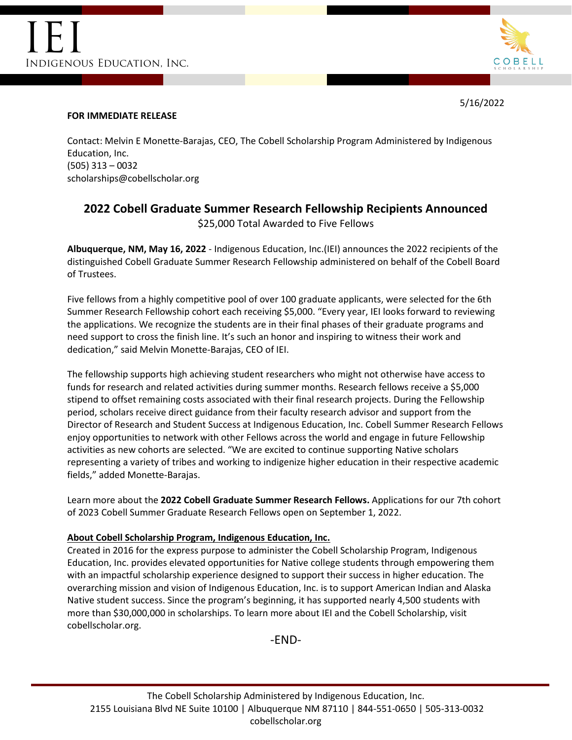IEI
INDIGENOUS EDUCATION, INC.

COBELL SCHOLARSHIP

5/16/2022

**FOR IMMEDIATE RELEASE**

Contact: Melvin E Monette-Barajas, CEO, The Cobell Scholarship Program Administered by Indigenous Education, Inc.
(505) 313 – 0032
scholarships@cobellscholar.org

## 2022 Cobell Graduate Summer Research Fellowship Recipients Announced

$25,000 Total Awarded to Five Fellows

**Albuquerque, NM, May 16, 2022** - Indigenous Education, Inc.(IEI) announces the 2022 recipients of the distinguished Cobell Graduate Summer Research Fellowship administered on behalf of the Cobell Board of Trustees.

Five fellows from a highly competitive pool of over 100 graduate applicants, were selected for the 6th Summer Research Fellowship cohort each receiving $5,000. "Every year, IEI looks forward to reviewing the applications. We recognize the students are in their final phases of their graduate programs and need support to cross the finish line. It's such an honor and inspiring to witness their work and dedication," said Melvin Monette-Barajas, CEO of IEI.

The fellowship supports high achieving student researchers who might not otherwise have access to funds for research and related activities during summer months. Research fellows receive a $5,000 stipend to offset remaining costs associated with their final research projects. During the Fellowship period, scholars receive direct guidance from their faculty research advisor and support from the Director of Research and Student Success at Indigenous Education, Inc. Cobell Summer Research Fellows enjoy opportunities to network with other Fellows across the world and engage in future Fellowship activities as new cohorts are selected. "We are excited to continue supporting Native scholars representing a variety of tribes and working to indigenize higher education in their respective academic fields," added Monette-Barajas.

Learn more about the **2022 Cobell Graduate Summer Research Fellows.** Applications for our 7th cohort of 2023 Cobell Summer Graduate Research Fellows open on September 1, 2022.

**About Cobell Scholarship Program, Indigenous Education, Inc.**

Created in 2016 for the express purpose to administer the Cobell Scholarship Program, Indigenous Education, Inc. provides elevated opportunities for Native college students through empowering them with an impactful scholarship experience designed to support their success in higher education. The overarching mission and vision of Indigenous Education, Inc. is to support American Indian and Alaska Native student success. Since the program's beginning, it has supported nearly 4,500 students with more than $30,000,000 in scholarships. To learn more about IEI and the Cobell Scholarship, visit cobellscholar.org.

-END-

The Cobell Scholarship Administered by Indigenous Education, Inc.
2155 Louisiana Blvd NE Suite 10100 | Albuquerque NM 87110 | 844-551-0650 | 505-313-0032
cobellscholar.org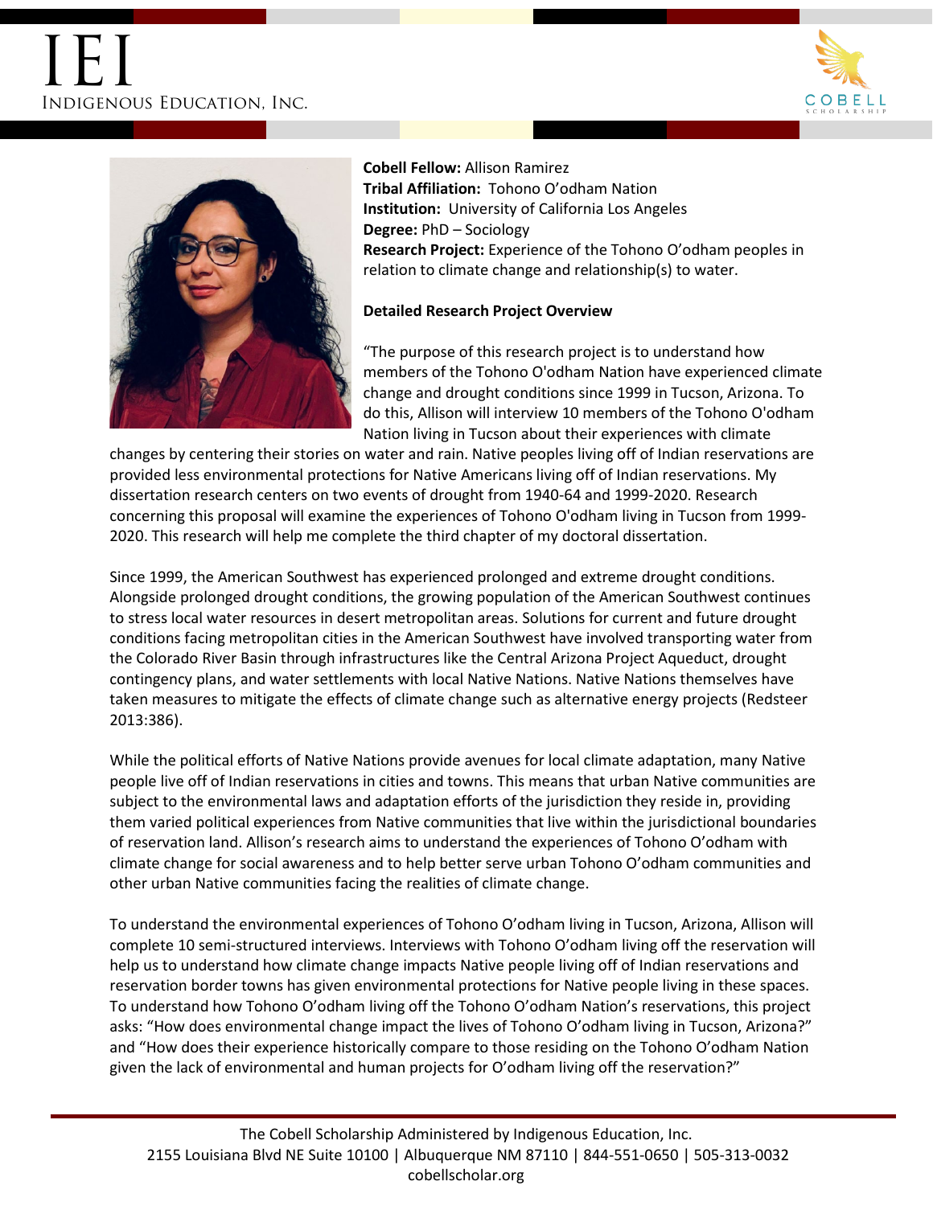**Cobell Fellow:** Allison Ramirez
**Tribal Affiliation:** Tohono O'odham Nation
**Institution:** University of California Los Angeles
**Degree:** PhD – Sociology
**Research Project:** Experience of the Tohono O'odham peoples in relation to climate change and relationship(s) to water.

**Detailed Research Project Overview**

"The purpose of this research project is to understand how members of the Tohono O'odham Nation have experienced climate change and drought conditions since 1999 in Tucson, Arizona. To do this, Allison will interview 10 members of the Tohono O'odham Nation living in Tucson about their experiences with climate changes by centering their stories on water and rain. Native peoples living off of Indian reservations are provided less environmental protections for Native Americans living off of Indian reservations. My dissertation research centers on two events of drought from 1940-64 and 1999-2020. Research concerning this proposal will examine the experiences of Tohono O'odham living in Tucson from 1999-2020. This research will help me complete the third chapter of my doctoral dissertation.

Since 1999, the American Southwest has experienced prolonged and extreme drought conditions. Alongside prolonged drought conditions, the growing population of the American Southwest continues to stress local water resources in desert metropolitan areas. Solutions for current and future drought conditions facing metropolitan cities in the American Southwest have involved transporting water from the Colorado River Basin through infrastructures like the Central Arizona Project Aqueduct, drought contingency plans, and water settlements with local Native Nations. Native Nations themselves have taken measures to mitigate the effects of climate change such as alternative energy projects (Redsteer 2013:386).

While the political efforts of Native Nations provide avenues for local climate adaptation, many Native people live off of Indian reservations in cities and towns. This means that urban Native communities are subject to the environmental laws and adaptation efforts of the jurisdiction they reside in, providing them varied political experiences from Native communities that live within the jurisdictional boundaries of reservation land. Allison's research aims to understand the experiences of Tohono O'odham with climate change for social awareness and to help better serve urban Tohono O'odham communities and other urban Native communities facing the realities of climate change.

To understand the environmental experiences of Tohono O'odham living in Tucson, Arizona, Allison will complete 10 semi-structured interviews. Interviews with Tohono O'odham living off the reservation will help us to understand how climate change impacts Native people living off of Indian reservations and reservation border towns has given environmental protections for Native people living in these spaces. To understand how Tohono O'odham living off the Tohono O'odham Nation's reservations, this project asks: "How does environmental change impact the lives of Tohono O'odham living in Tucson, Arizona?" and "How does their experience historically compare to those residing on the Tohono O'odham Nation given the lack of environmental and human projects for O'odham living off the reservation?"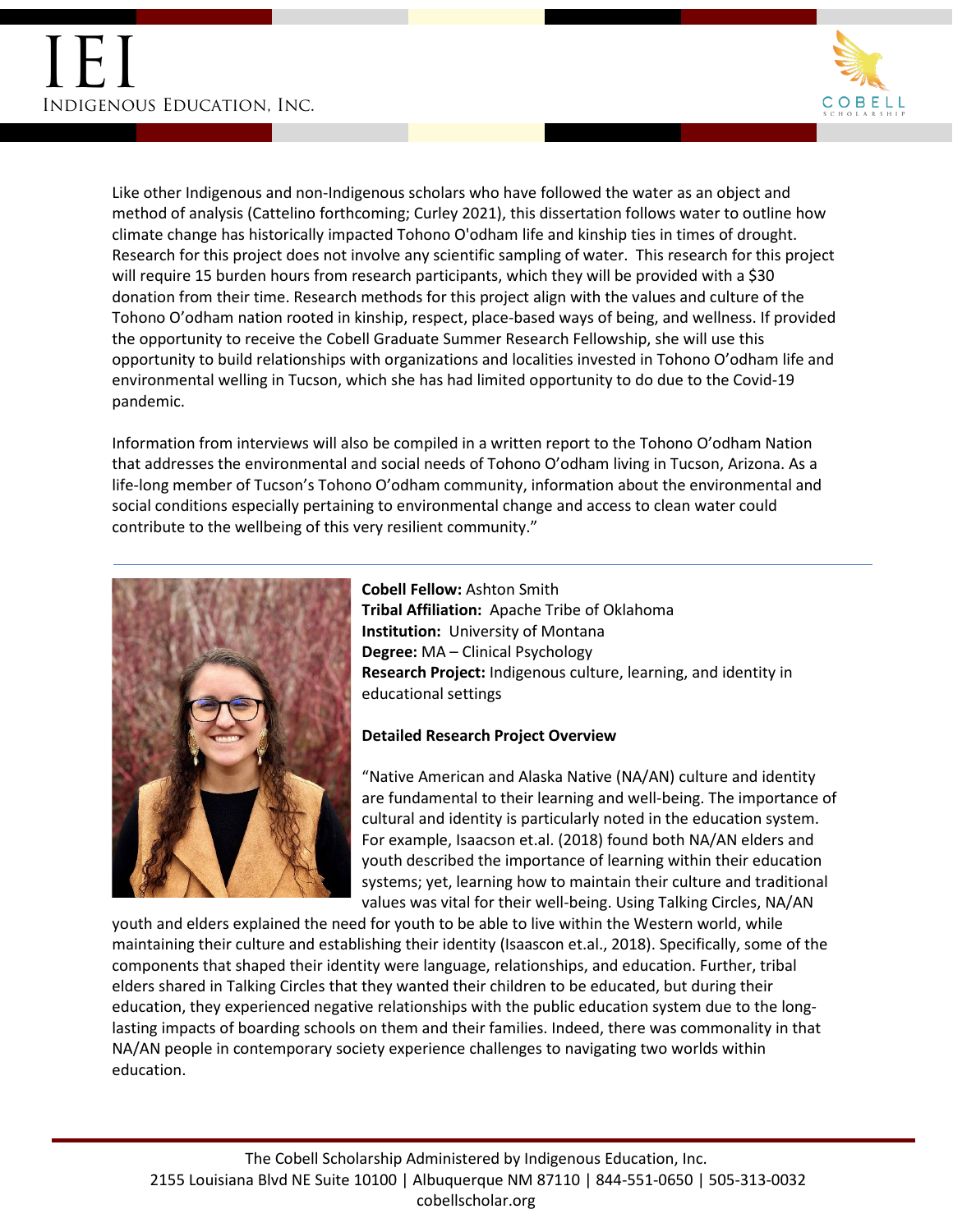Like other Indigenous and non-Indigenous scholars who have followed the water as an object and method of analysis (Cattelino forthcoming; Curley 2021), this dissertation follows water to outline how climate change has historically impacted Tohono O'odham life and kinship ties in times of drought. Research for this project does not involve any scientific sampling of water. This research for this project will require 15 burden hours from research participants, which they will be provided with a $30 donation from their time. Research methods for this project align with the values and culture of the Tohono O'odham nation rooted in kinship, respect, place-based ways of being, and wellness. If provided the opportunity to receive the Cobell Graduate Summer Research Fellowship, she will use this opportunity to build relationships with organizations and localities invested in Tohono O'odham life and environmental welling in Tucson, which she has had limited opportunity to do due to the Covid-19 pandemic.

Information from interviews will also be compiled in a written report to the Tohono O'odham Nation that addresses the environmental and social needs of Tohono O'odham living in Tucson, Arizona. As a life-long member of Tucson's Tohono O'odham community, information about the environmental and social conditions especially pertaining to environmental change and access to clean water could contribute to the wellbeing of this very resilient community."

---

**Cobell Fellow:** Ashton Smith
**Tribal Affiliation:** Apache Tribe of Oklahoma
**Institution:** University of Montana
**Degree:** MA – Clinical Psychology
**Research Project:** Indigenous culture, learning, and identity in educational settings

**Detailed Research Project Overview**

"Native American and Alaska Native (NA/AN) culture and identity are fundamental to their learning and well-being. The importance of cultural and identity is particularly noted in the education system. For example, Isaacson et.al. (2018) found both NA/AN elders and youth described the importance of learning within their education systems; yet, learning how to maintain their culture and traditional values was vital for their well-being. Using Talking Circles, NA/AN youth and elders explained the need for youth to be able to live within the Western world, while maintaining their culture and establishing their identity (Isaascon et.al., 2018). Specifically, some of the components that shaped their identity were language, relationships, and education. Further, tribal elders shared in Talking Circles that they wanted their children to be educated, but during their education, they experienced negative relationships with the public education system due to the long-lasting impacts of boarding schools on them and their families. Indeed, there was commonality in that NA/AN people in contemporary society experience challenges to navigating two worlds within education.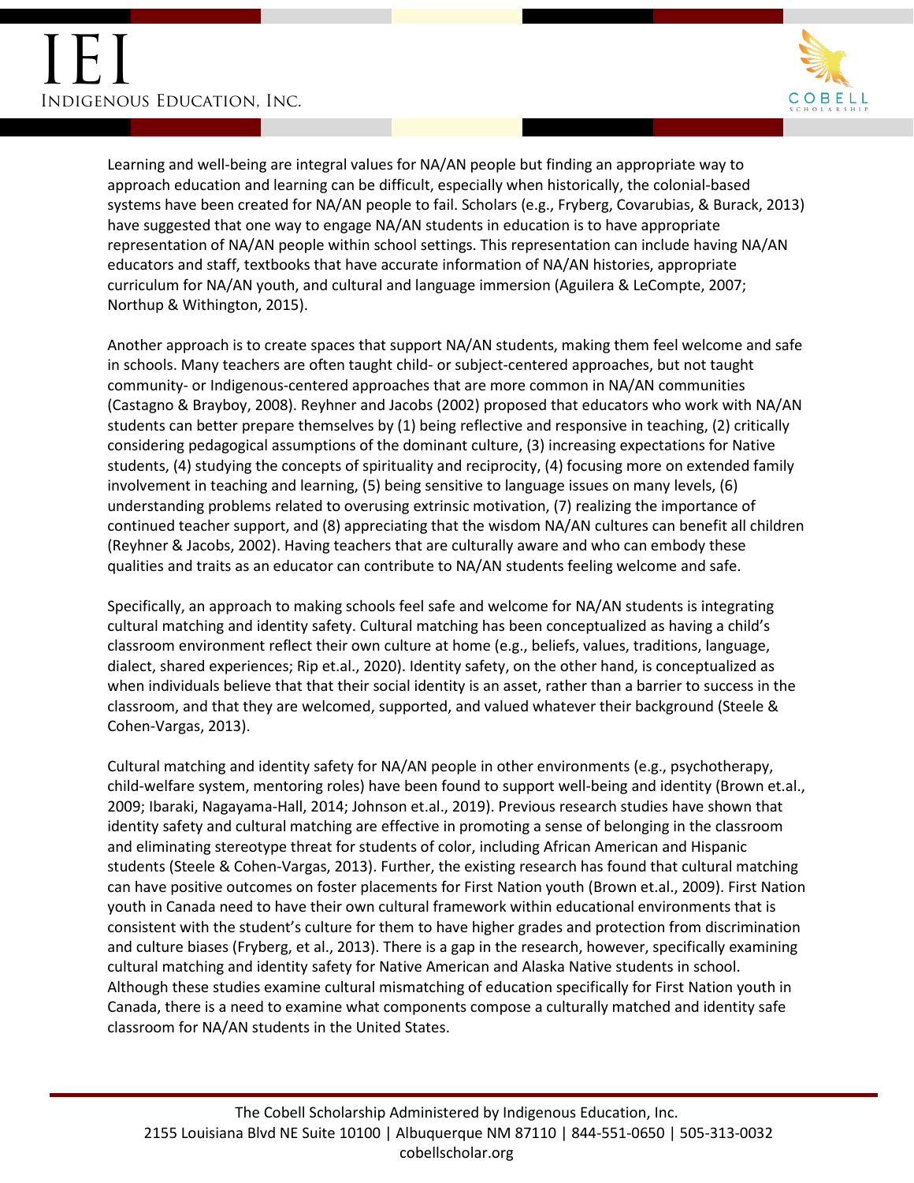Learning and well-being are integral values for NA/AN people but finding an appropriate way to approach education and learning can be difficult, especially when historically, the colonial-based systems have been created for NA/AN people to fail. Scholars (e.g., Fryberg, Covarubias, & Burack, 2013) have suggested that one way to engage NA/AN students in education is to have appropriate representation of NA/AN people within school settings. This representation can include having NA/AN educators and staff, textbooks that have accurate information of NA/AN histories, appropriate curriculum for NA/AN youth, and cultural and language immersion (Aguilera & LeCompte, 2007; Northup & Withington, 2015).

Another approach is to create spaces that support NA/AN students, making them feel welcome and safe in schools. Many teachers are often taught child- or subject-centered approaches, but not taught community- or Indigenous-centered approaches that are more common in NA/AN communities (Castagno & Brayboy, 2008). Reyhner and Jacobs (2002) proposed that educators who work with NA/AN students can better prepare themselves by (1) being reflective and responsive in teaching, (2) critically considering pedagogical assumptions of the dominant culture, (3) increasing expectations for Native students, (4) studying the concepts of spirituality and reciprocity, (4) focusing more on extended family involvement in teaching and learning, (5) being sensitive to language issues on many levels, (6) understanding problems related to overusing extrinsic motivation, (7) realizing the importance of continued teacher support, and (8) appreciating that the wisdom NA/AN cultures can benefit all children (Reyhner & Jacobs, 2002). Having teachers that are culturally aware and who can embody these qualities and traits as an educator can contribute to NA/AN students feeling welcome and safe.

Specifically, an approach to making schools feel safe and welcome for NA/AN students is integrating cultural matching and identity safety. Cultural matching has been conceptualized as having a child's classroom environment reflect their own culture at home (e.g., beliefs, values, traditions, language, dialect, shared experiences; Rip et.al., 2020). Identity safety, on the other hand, is conceptualized as when individuals believe that that their social identity is an asset, rather than a barrier to success in the classroom, and that they are welcomed, supported, and valued whatever their background (Steele & Cohen-Vargas, 2013).

Cultural matching and identity safety for NA/AN people in other environments (e.g., psychotherapy, child-welfare system, mentoring roles) have been found to support well-being and identity (Brown et.al., 2009; Ibaraki, Nagayama-Hall, 2014; Johnson et.al., 2019). Previous research studies have shown that identity safety and cultural matching are effective in promoting a sense of belonging in the classroom and eliminating stereotype threat for students of color, including African American and Hispanic students (Steele & Cohen-Vargas, 2013). Further, the existing research has found that cultural matching can have positive outcomes on foster placements for First Nation youth (Brown et.al., 2009). First Nation youth in Canada need to have their own cultural framework within educational environments that is consistent with the student's culture for them to have higher grades and protection from discrimination and culture biases (Fryberg, et al., 2013). There is a gap in the research, however, specifically examining cultural matching and identity safety for Native American and Alaska Native students in school. Although these studies examine cultural mismatching of education specifically for First Nation youth in Canada, there is a need to examine what components compose a culturally matched and identity safe classroom for NA/AN students in the United States.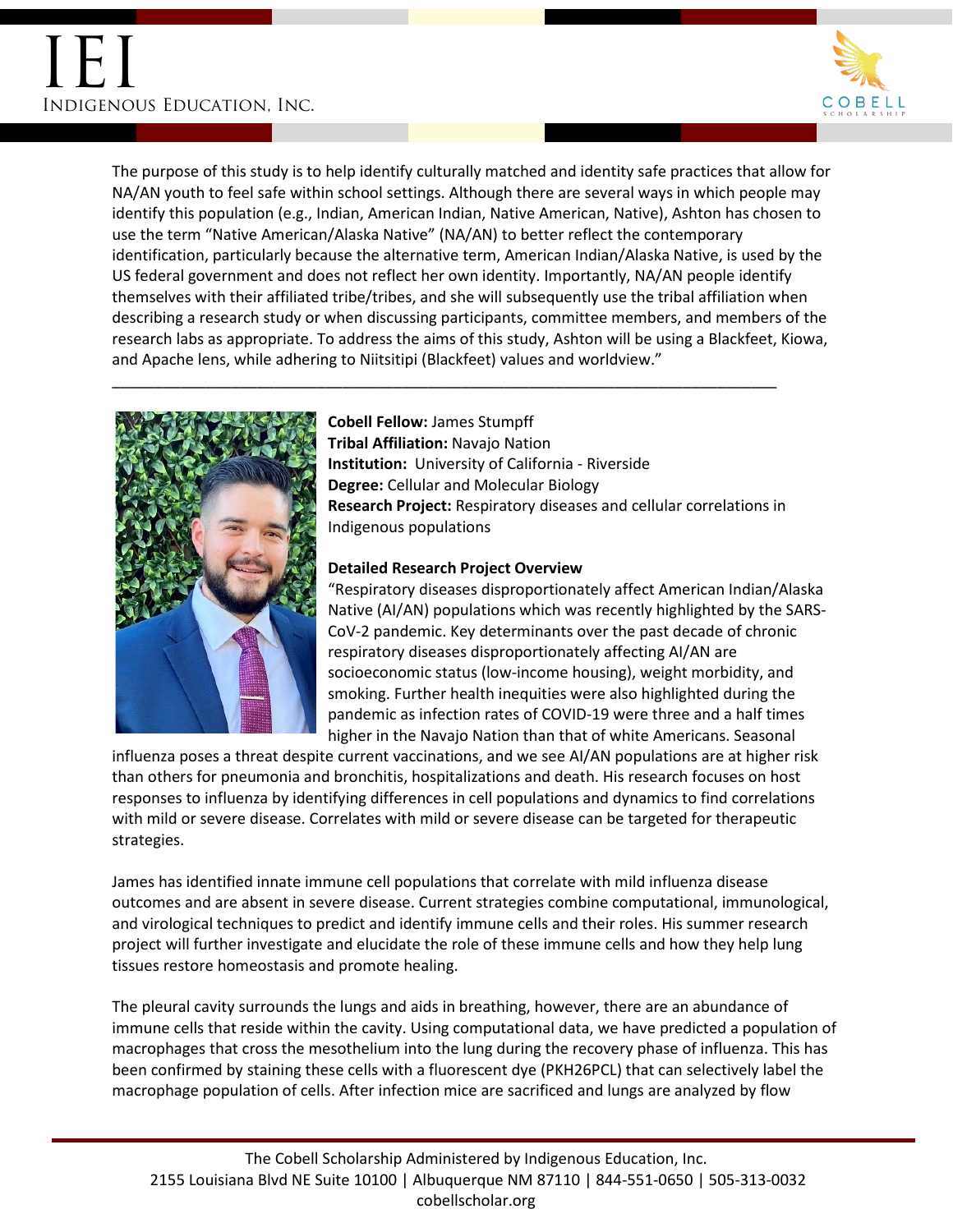The purpose of this study is to help identify culturally matched and identity safe practices that allow for NA/AN youth to feel safe within school settings. Although there are several ways in which people may identify this population (e.g., Indian, American Indian, Native American, Native), Ashton has chosen to use the term "Native American/Alaska Native" (NA/AN) to better reflect the contemporary identification, particularly because the alternative term, American Indian/Alaska Native, is used by the US federal government and does not reflect her own identity. Importantly, NA/AN people identify themselves with their affiliated tribe/tribes, and she will subsequently use the tribal affiliation when describing a research study or when discussing participants, committee members, and members of the research labs as appropriate. To address the aims of this study, Ashton will be using a Blackfeet, Kiowa, and Apache lens, while adhering to Niitsitipi (Blackfeet) values and worldview."

---

**Cobell Fellow:** James Stumpff
**Tribal Affiliation:** Navajo Nation
**Institution:** University of California - Riverside
**Degree:** Cellular and Molecular Biology
**Research Project:** Respiratory diseases and cellular correlations in Indigenous populations

**Detailed Research Project Overview**

"Respiratory diseases disproportionately affect American Indian/Alaska Native (AI/AN) populations which was recently highlighted by the SARS-CoV-2 pandemic. Key determinants over the past decade of chronic respiratory diseases disproportionately affecting AI/AN are socioeconomic status (low-income housing), weight morbidity, and smoking. Further health inequities were also highlighted during the pandemic as infection rates of COVID-19 were three and a half times higher in the Navajo Nation than that of white Americans. Seasonal influenza poses a threat despite current vaccinations, and we see AI/AN populations are at higher risk than others for pneumonia and bronchitis, hospitalizations and death. His research focuses on host responses to influenza by identifying differences in cell populations and dynamics to find correlations with mild or severe disease. Correlates with mild or severe disease can be targeted for therapeutic strategies.

James has identified innate immune cell populations that correlate with mild influenza disease outcomes and are absent in severe disease. Current strategies combine computational, immunological, and virological techniques to predict and identify immune cells and their roles. His summer research project will further investigate and elucidate the role of these immune cells and how they help lung tissues restore homeostasis and promote healing.

The pleural cavity surrounds the lungs and aids in breathing, however, there are an abundance of immune cells that reside within the cavity. Using computational data, we have predicted a population of macrophages that cross the mesothelium into the lung during the recovery phase of influenza. This has been confirmed by staining these cells with a fluorescent dye (PKH26PCL) that can selectively label the macrophage population of cells. After infection mice are sacrificed and lungs are analyzed by flow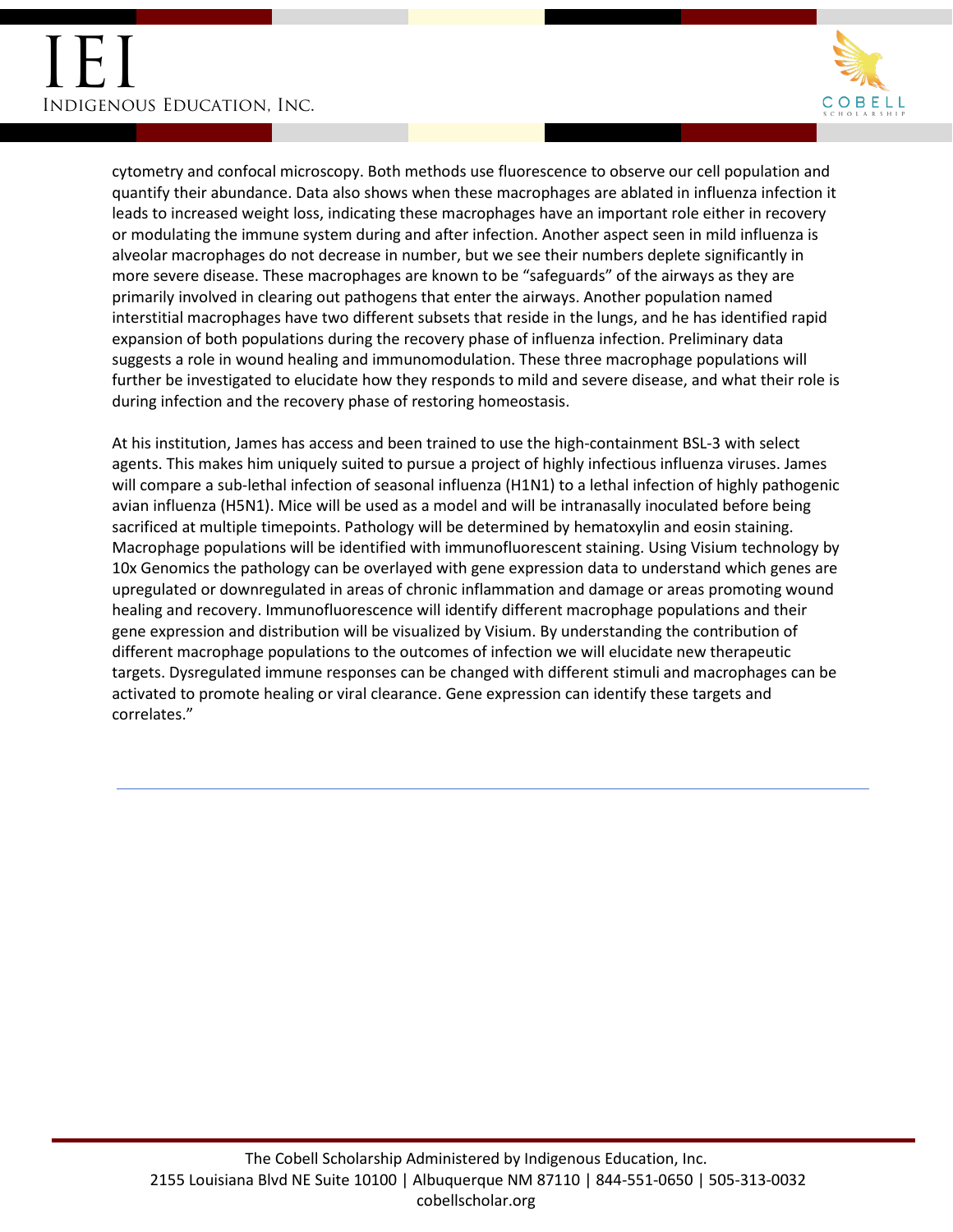cytometry and confocal microscopy. Both methods use fluorescence to observe our cell population and quantify their abundance. Data also shows when these macrophages are ablated in influenza infection it leads to increased weight loss, indicating these macrophages have an important role either in recovery or modulating the immune system during and after infection. Another aspect seen in mild influenza is alveolar macrophages do not decrease in number, but we see their numbers deplete significantly in more severe disease. These macrophages are known to be "safeguards" of the airways as they are primarily involved in clearing out pathogens that enter the airways. Another population named interstitial macrophages have two different subsets that reside in the lungs, and he has identified rapid expansion of both populations during the recovery phase of influenza infection. Preliminary data suggests a role in wound healing and immunomodulation. These three macrophage populations will further be investigated to elucidate how they responds to mild and severe disease, and what their role is during infection and the recovery phase of restoring homeostasis.

At his institution, James has access and been trained to use the high-containment BSL-3 with select agents. This makes him uniquely suited to pursue a project of highly infectious influenza viruses. James will compare a sub-lethal infection of seasonal influenza (H1N1) to a lethal infection of highly pathogenic avian influenza (H5N1). Mice will be used as a model and will be intranasally inoculated before being sacrificed at multiple timepoints. Pathology will be determined by hematoxylin and eosin staining. Macrophage populations will be identified with immunofluorescent staining. Using Visium technology by 10x Genomics the pathology can be overlayed with gene expression data to understand which genes are upregulated or downregulated in areas of chronic inflammation and damage or areas promoting wound healing and recovery. Immunofluorescence will identify different macrophage populations and their gene expression and distribution will be visualized by Visium. By understanding the contribution of different macrophage populations to the outcomes of infection we will elucidate new therapeutic targets. Dysregulated immune responses can be changed with different stimuli and macrophages can be activated to promote healing or viral clearance. Gene expression can identify these targets and correlates."

---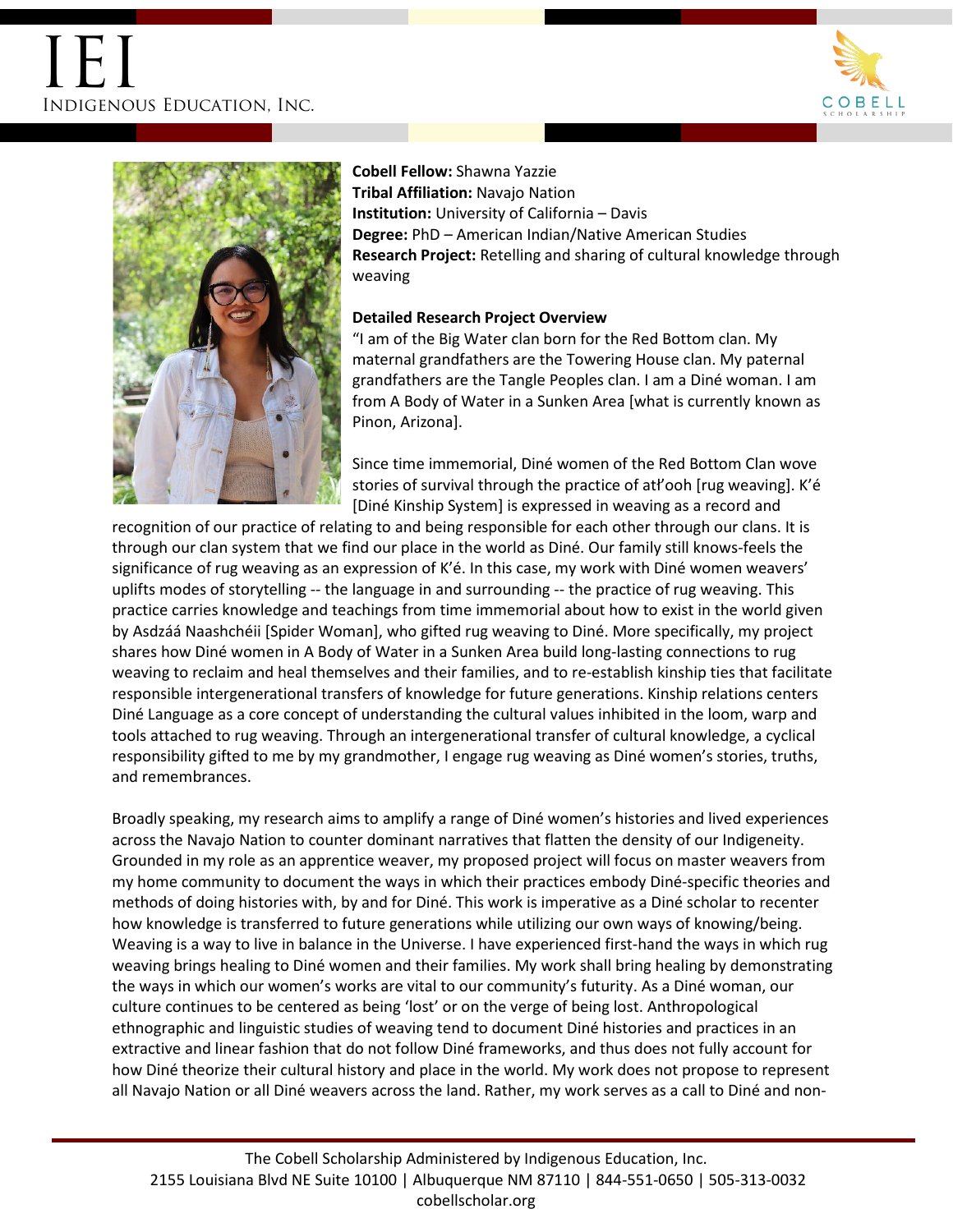**Cobell Fellow:** Shawna Yazzie
**Tribal Affiliation:** Navajo Nation
**Institution:** University of California – Davis
**Degree:** PhD – American Indian/Native American Studies
**Research Project:** Retelling and sharing of cultural knowledge through weaving

**Detailed Research Project Overview**

"I am of the Big Water clan born for the Red Bottom clan. My maternal grandfathers are the Towering House clan. My paternal grandfathers are the Tangle Peoples clan. I am a Diné woman. I am from A Body of Water in a Sunken Area [what is currently known as Pinon, Arizona].

Since time immemorial, Diné women of the Red Bottom Clan wove stories of survival through the practice of atł'ooh [rug weaving]. K'é [Diné Kinship System] is expressed in weaving as a record and recognition of our practice of relating to and being responsible for each other through our clans. It is through our clan system that we find our place in the world as Diné. Our family still knows-feels the significance of rug weaving as an expression of K'é. In this case, my work with Diné women weavers' uplifts modes of storytelling -- the language in and surrounding -- the practice of rug weaving. This practice carries knowledge and teachings from time immemorial about how to exist in the world given by Asdzáá Naashchéii [Spider Woman], who gifted rug weaving to Diné. More specifically, my project shares how Diné women in A Body of Water in a Sunken Area build long-lasting connections to rug weaving to reclaim and heal themselves and their families, and to re-establish kinship ties that facilitate responsible intergenerational transfers of knowledge for future generations. Kinship relations centers Diné Language as a core concept of understanding the cultural values inhibited in the loom, warp and tools attached to rug weaving. Through an intergenerational transfer of cultural knowledge, a cyclical responsibility gifted to me by my grandmother, I engage rug weaving as Diné women's stories, truths, and remembrances.

Broadly speaking, my research aims to amplify a range of Diné women's histories and lived experiences across the Navajo Nation to counter dominant narratives that flatten the density of our Indigeneity. Grounded in my role as an apprentice weaver, my proposed project will focus on master weavers from my home community to document the ways in which their practices embody Diné-specific theories and methods of doing histories with, by and for Diné. This work is imperative as a Diné scholar to recenter how knowledge is transferred to future generations while utilizing our own ways of knowing/being. Weaving is a way to live in balance in the Universe. I have experienced first-hand the ways in which rug weaving brings healing to Diné women and their families. My work shall bring healing by demonstrating the ways in which our women's works are vital to our community's futurity. As a Diné woman, our culture continues to be centered as being 'lost' or on the verge of being lost. Anthropological ethnographic and linguistic studies of weaving tend to document Diné histories and practices in an extractive and linear fashion that do not follow Diné frameworks, and thus does not fully account for how Diné theorize their cultural history and place in the world. My work does not propose to represent all Navajo Nation or all Diné weavers across the land. Rather, my work serves as a call to Diné and non-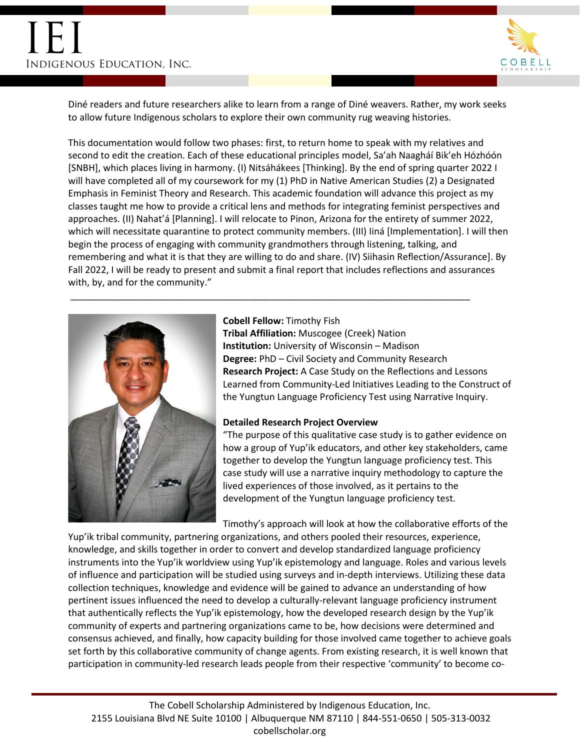Diné readers and future researchers alike to learn from a range of Diné weavers. Rather, my work seeks to allow future Indigenous scholars to explore their own community rug weaving histories.

This documentation would follow two phases: first, to return home to speak with my relatives and second to edit the creation. Each of these educational principles model, Sa'ah Naagháí Bik'eh Hózhóón [SNBH], which places living in harmony. (I) Nitsáhákees [Thinking]. By the end of spring quarter 2022 I will have completed all of my coursework for my (1) PhD in Native American Studies (2) a Designated Emphasis in Feminist Theory and Research. This academic foundation will advance this project as my classes taught me how to provide a critical lens and methods for integrating feminist perspectives and approaches. (II) Nahat'á [Planning]. I will relocate to Pinon, Arizona for the entirety of summer 2022, which will necessitate quarantine to protect community members. (III) Iiná [Implementation]. I will then begin the process of engaging with community grandmothers through listening, talking, and remembering and what it is that they are willing to do and share. (IV) Siihasin Reflection/Assurance]. By Fall 2022, I will be ready to present and submit a final report that includes reflections and assurances with, by, and for the community."

---

**Cobell Fellow:** Timothy Fish
**Tribal Affiliation:** Muscogee (Creek) Nation
**Institution:** University of Wisconsin – Madison
**Degree:** PhD – Civil Society and Community Research
**Research Project:** A Case Study on the Reflections and Lessons Learned from Community-Led Initiatives Leading to the Construct of the Yungtun Language Proficiency Test using Narrative Inquiry.

**Detailed Research Project Overview**

"The purpose of this qualitative case study is to gather evidence on how a group of Yup'ik educators, and other key stakeholders, came together to develop the Yungtun language proficiency test. This case study will use a narrative inquiry methodology to capture the lived experiences of those involved, as it pertains to the development of the Yungtun language proficiency test.

Timothy's approach will look at how the collaborative efforts of the Yup'ik tribal community, partnering organizations, and others pooled their resources, experience, knowledge, and skills together in order to convert and develop standardized language proficiency instruments into the Yup'ik worldview using Yup'ik epistemology and language. Roles and various levels of influence and participation will be studied using surveys and in-depth interviews. Utilizing these data collection techniques, knowledge and evidence will be gained to advance an understanding of how pertinent issues influenced the need to develop a culturally-relevant language proficiency instrument that authentically reflects the Yup'ik epistemology, how the developed research design by the Yup'ik community of experts and partnering organizations came to be, how decisions were determined and consensus achieved, and finally, how capacity building for those involved came together to achieve goals set forth by this collaborative community of change agents. From existing research, it is well known that participation in community-led research leads people from their respective 'community' to become co-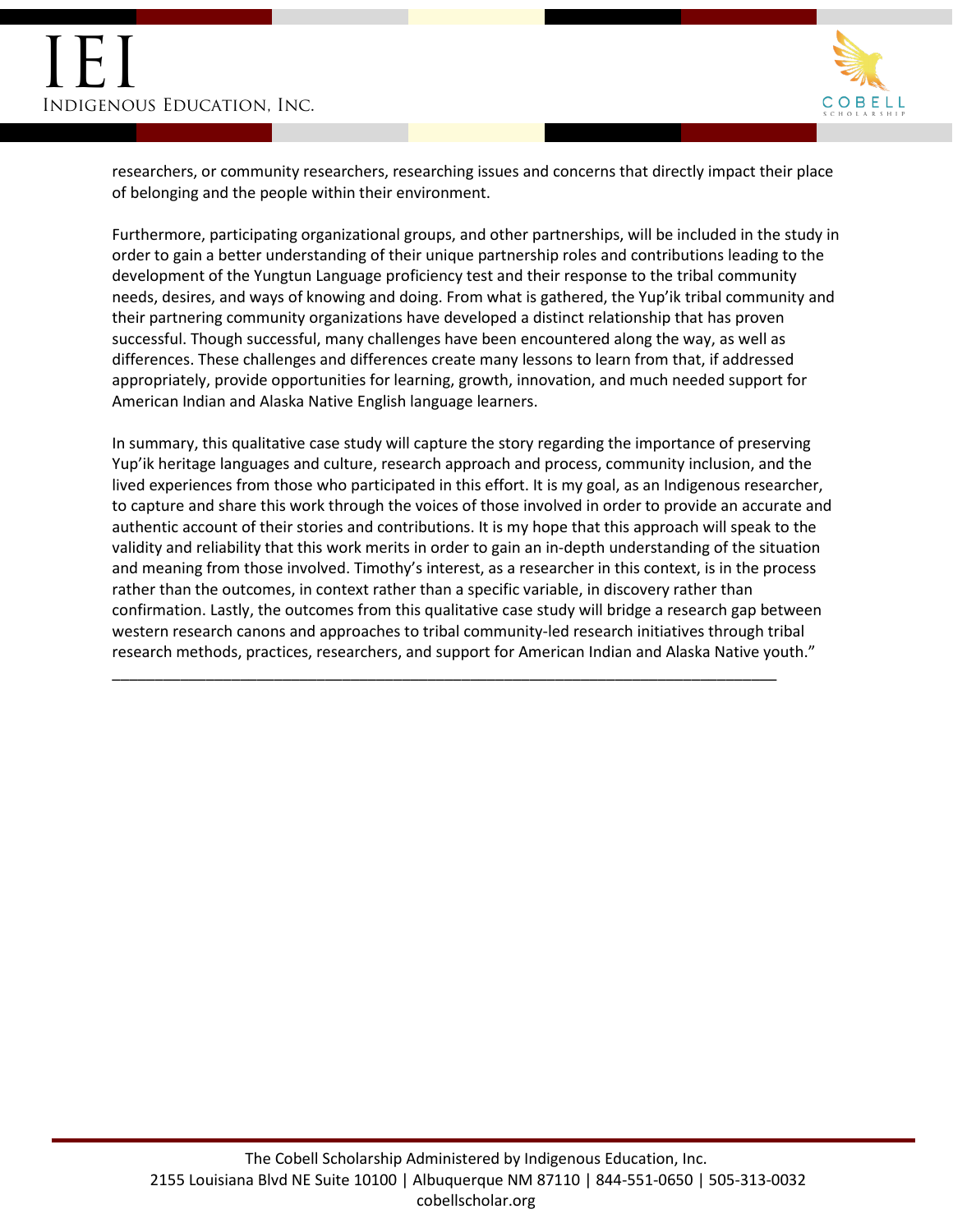researchers, or community researchers, researching issues and concerns that directly impact their place of belonging and the people within their environment.

Furthermore, participating organizational groups, and other partnerships, will be included in the study in order to gain a better understanding of their unique partnership roles and contributions leading to the development of the Yungtun Language proficiency test and their response to the tribal community needs, desires, and ways of knowing and doing. From what is gathered, the Yup'ik tribal community and their partnering community organizations have developed a distinct relationship that has proven successful. Though successful, many challenges have been encountered along the way, as well as differences. These challenges and differences create many lessons to learn from that, if addressed appropriately, provide opportunities for learning, growth, innovation, and much needed support for American Indian and Alaska Native English language learners.

In summary, this qualitative case study will capture the story regarding the importance of preserving Yup'ik heritage languages and culture, research approach and process, community inclusion, and the lived experiences from those who participated in this effort. It is my goal, as an Indigenous researcher, to capture and share this work through the voices of those involved in order to provide an accurate and authentic account of their stories and contributions. It is my hope that this approach will speak to the validity and reliability that this work merits in order to gain an in-depth understanding of the situation and meaning from those involved. Timothy's interest, as a researcher in this context, is in the process rather than the outcomes, in context rather than a specific variable, in discovery rather than confirmation. Lastly, the outcomes from this qualitative case study will bridge a research gap between western research canons and approaches to tribal community-led research initiatives through tribal research methods, practices, researchers, and support for American Indian and Alaska Native youth."

---